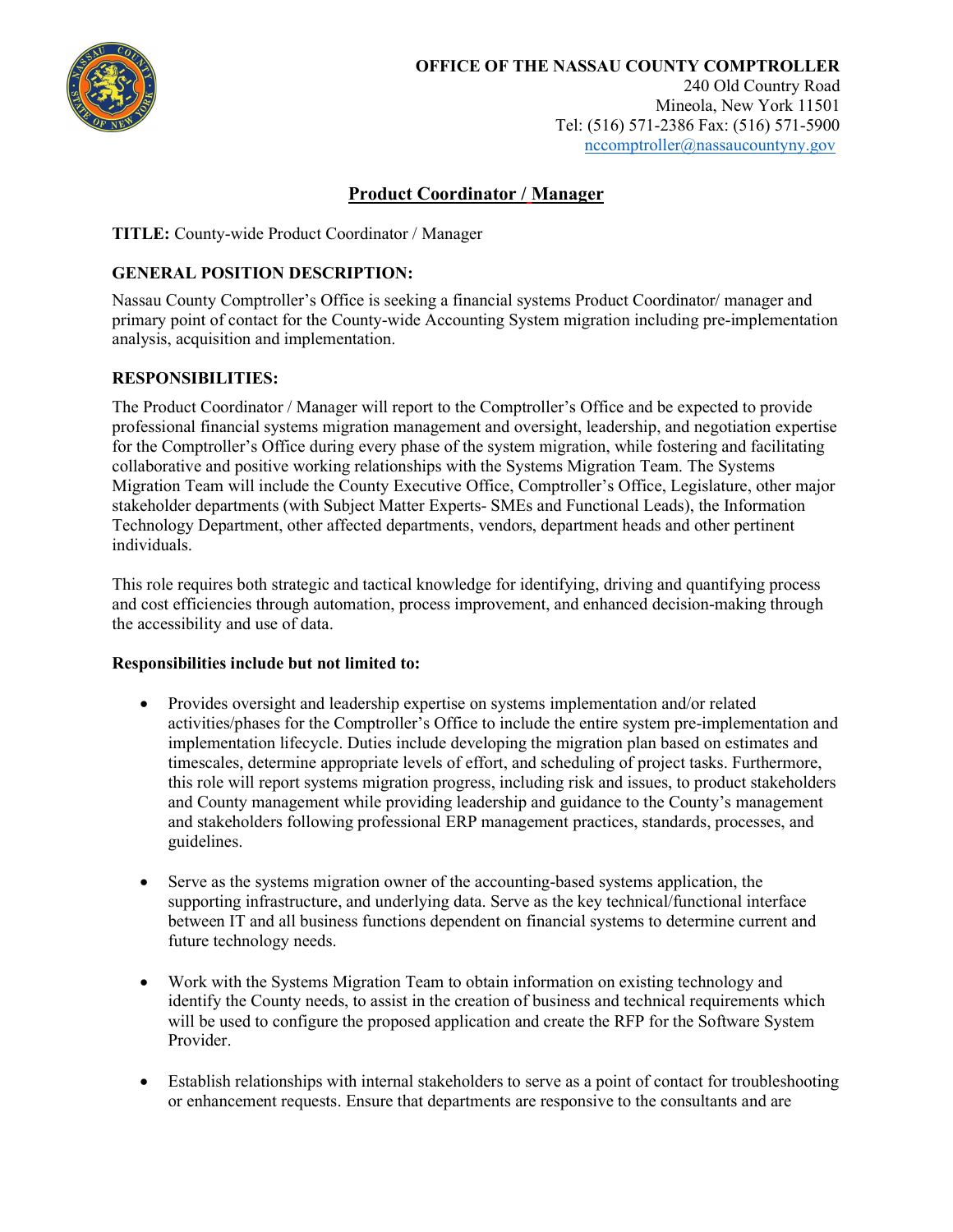**OFFICE OF THE NASSAU COUNTY COMPTROLLER**
240 Old Country Road
Mineola, New York 11501
Tel: (516) 571-2386 Fax: (516) 571-5900
nccomptroller@nassaucountyny.gov

# Product Coordinator / Manager

**TITLE:** County-wide Product Coordinator / Manager

**GENERAL POSITION DESCRIPTION:**

Nassau County Comptroller's Office is seeking a financial systems Product Coordinator/ manager and primary point of contact for the County-wide Accounting System migration including pre-implementation analysis, acquisition and implementation.

**RESPONSIBILITIES:**

The Product Coordinator / Manager will report to the Comptroller's Office and be expected to provide professional financial systems migration management and oversight, leadership, and negotiation expertise for the Comptroller's Office during every phase of the system migration, while fostering and facilitating collaborative and positive working relationships with the Systems Migration Team. The Systems Migration Team will include the County Executive Office, Comptroller's Office, Legislature, other major stakeholder departments (with Subject Matter Experts- SMEs and Functional Leads), the Information Technology Department, other affected departments, vendors, department heads and other pertinent individuals.

This role requires both strategic and tactical knowledge for identifying, driving and quantifying process and cost efficiencies through automation, process improvement, and enhanced decision-making through the accessibility and use of data.

**Responsibilities include but not limited to:**

- Provides oversight and leadership expertise on systems implementation and/or related activities/phases for the Comptroller's Office to include the entire system pre-implementation and implementation lifecycle. Duties include developing the migration plan based on estimates and timescales, determine appropriate levels of effort, and scheduling of project tasks. Furthermore, this role will report systems migration progress, including risk and issues, to product stakeholders and County management while providing leadership and guidance to the County's management and stakeholders following professional ERP management practices, standards, processes, and guidelines.

- Serve as the systems migration owner of the accounting-based systems application, the supporting infrastructure, and underlying data. Serve as the key technical/functional interface between IT and all business functions dependent on financial systems to determine current and future technology needs.

- Work with the Systems Migration Team to obtain information on existing technology and identify the County needs, to assist in the creation of business and technical requirements which will be used to configure the proposed application and create the RFP for the Software System Provider.

- Establish relationships with internal stakeholders to serve as a point of contact for troubleshooting or enhancement requests. Ensure that departments are responsive to the consultants and are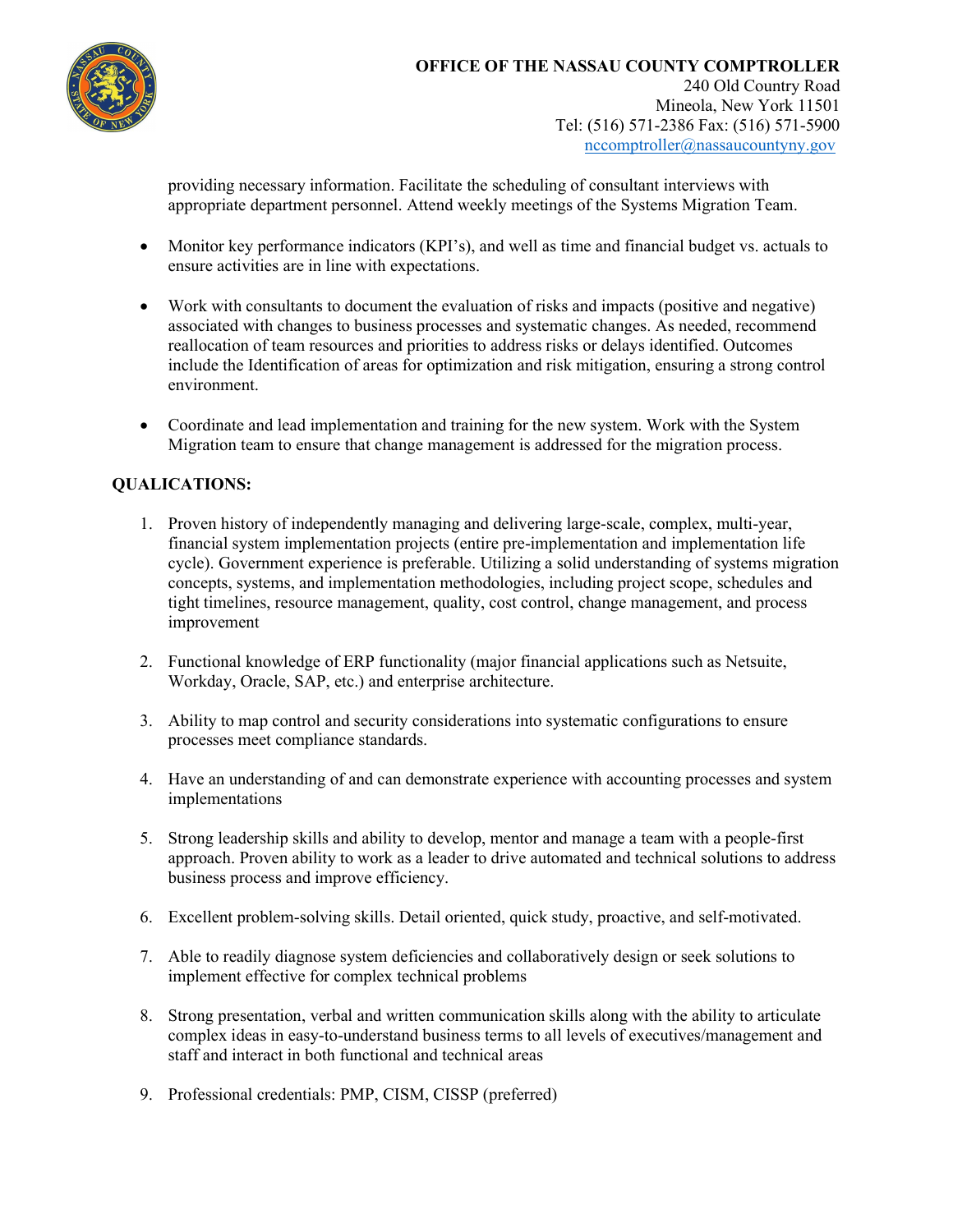providing necessary information. Facilitate the scheduling of consultant interviews with appropriate department personnel. Attend weekly meetings of the Systems Migration Team.

- Monitor key performance indicators (KPI's), and well as time and financial budget vs. actuals to ensure activities are in line with expectations.

- Work with consultants to document the evaluation of risks and impacts (positive and negative) associated with changes to business processes and systematic changes. As needed, recommend reallocation of team resources and priorities to address risks or delays identified. Outcomes include the Identification of areas for optimization and risk mitigation, ensuring a strong control environment.

- Coordinate and lead implementation and training for the new system. Work with the System Migration team to ensure that change management is addressed for the migration process.

**QUALICATIONS:**

1. Proven history of independently managing and delivering large-scale, complex, multi-year, financial system implementation projects (entire pre-implementation and implementation life cycle). Government experience is preferable. Utilizing a solid understanding of systems migration concepts, systems, and implementation methodologies, including project scope, schedules and tight timelines, resource management, quality, cost control, change management, and process improvement

2. Functional knowledge of ERP functionality (major financial applications such as Netsuite, Workday, Oracle, SAP, etc.) and enterprise architecture.

3. Ability to map control and security considerations into systematic configurations to ensure processes meet compliance standards.

4. Have an understanding of and can demonstrate experience with accounting processes and system implementations

5. Strong leadership skills and ability to develop, mentor and manage a team with a people-first approach. Proven ability to work as a leader to drive automated and technical solutions to address business process and improve efficiency.

6. Excellent problem-solving skills. Detail oriented, quick study, proactive, and self-motivated.

7. Able to readily diagnose system deficiencies and collaboratively design or seek solutions to implement effective for complex technical problems

8. Strong presentation, verbal and written communication skills along with the ability to articulate complex ideas in easy-to-understand business terms to all levels of executives/management and staff and interact in both functional and technical areas

9. Professional credentials: PMP, CISM, CISSP (preferred)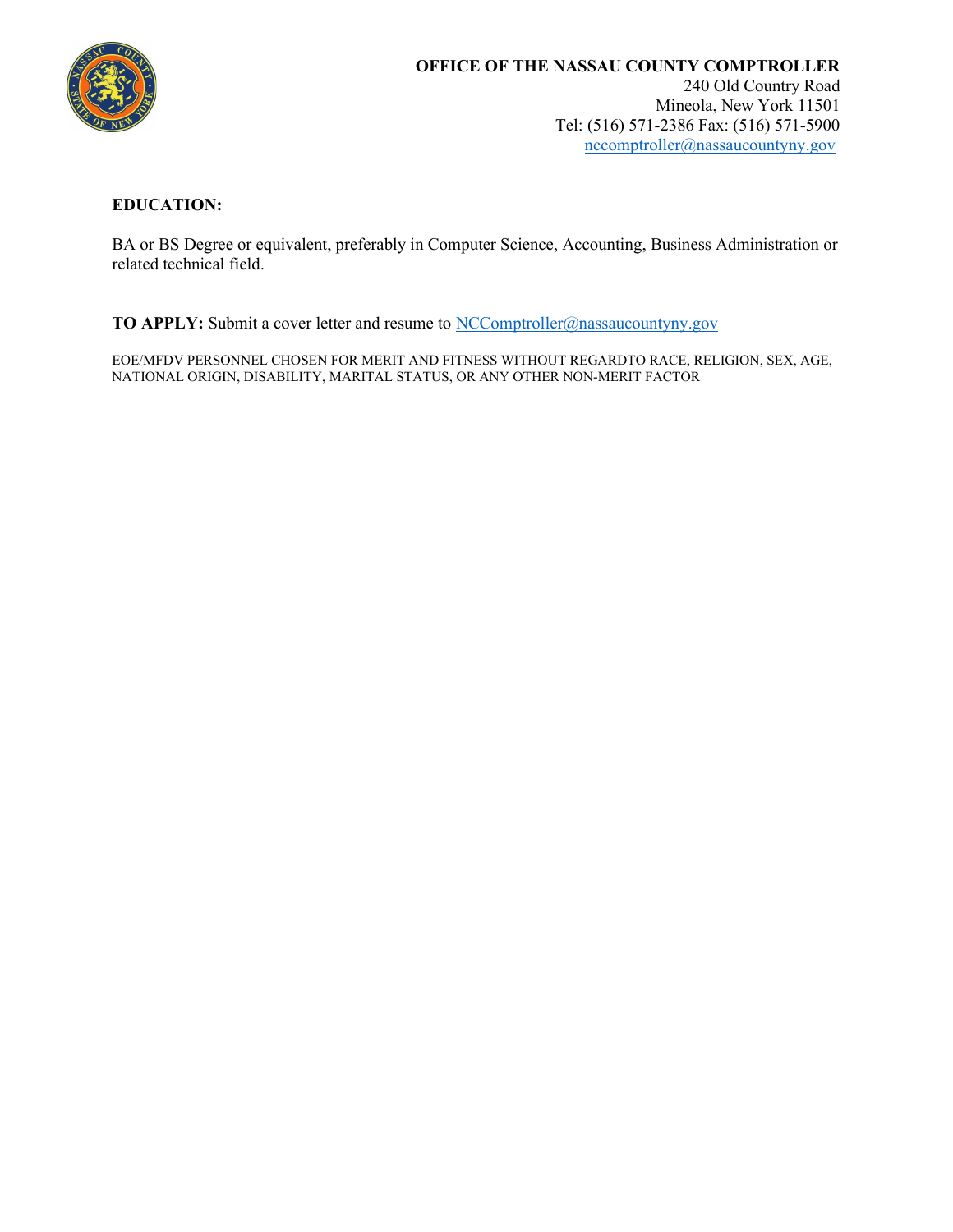**OFFICE OF THE NASSAU COUNTY COMPTROLLER**
240 Old Country Road
Mineola, New York 11501
Tel: (516) 571-2386 Fax: (516) 571-5900
nccomptroller@nassaucountyny.gov

**EDUCATION:**

BA or BS Degree or equivalent, preferably in Computer Science, Accounting, Business Administration or related technical field.

**TO APPLY:** Submit a cover letter and resume to NCComptroller@nassaucountyny.gov

EOE/MFDV PERSONNEL CHOSEN FOR MERIT AND FITNESS WITHOUT REGARDTO RACE, RELIGION, SEX, AGE, NATIONAL ORIGIN, DISABILITY, MARITAL STATUS, OR ANY OTHER NON-MERIT FACTOR